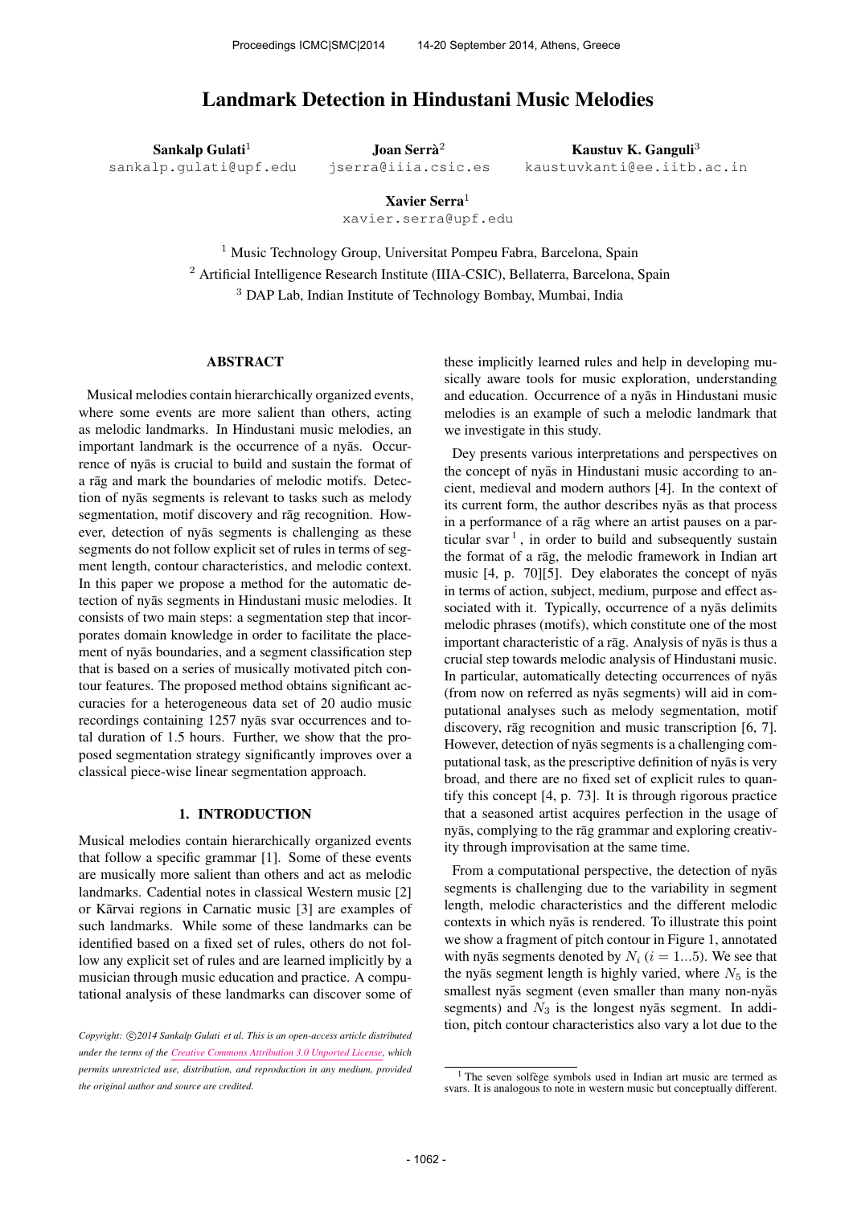# Landmark Detection in Hindustani Music Melodies

**Sankalp Gulati**[1]
sankalp.gulati@upf.edu

**Joan Serrà**[2]
jserra@iiia.csic.es

**Kaustuv K. Ganguli**[3]
kaustuvkanti@ee.iitb.ac.in

**Xavier Serra**[1]
xavier.serra@upf.edu

[1] Music Technology Group, Universitat Pompeu Fabra, Barcelona, Spain
[2] Artificial Intelligence Research Institute (IIIA-CSIC), Bellaterra, Barcelona, Spain
[3] DAP Lab, Indian Institute of Technology Bombay, Mumbai, India

## ABSTRACT

Musical melodies contain hierarchically organized events, where some events are more salient than others, acting as melodic landmarks. In Hindustani music melodies, an important landmark is the occurrence of a nyās. Occurrence of nyās is crucial to build and sustain the format of a rāg and mark the boundaries of melodic motifs. Detection of nyās segments is relevant to tasks such as melody segmentation, motif discovery and rāg recognition. However, detection of nyās segments is challenging as these segments do not follow explicit set of rules in terms of segment length, contour characteristics, and melodic context. In this paper we propose a method for the automatic detection of nyās segments in Hindustani music melodies. It consists of two main steps: a segmentation step that incorporates domain knowledge in order to facilitate the placement of nyās boundaries, and a segment classification step that is based on a series of musically motivated pitch contour features. The proposed method obtains significant accuracies for a heterogeneous data set of 20 audio music recordings containing 1257 nyās svar occurrences and total duration of 1.5 hours. Further, we show that the proposed segmentation strategy significantly improves over a classical piece-wise linear segmentation approach.

## 1. INTRODUCTION

Musical melodies contain hierarchically organized events that follow a specific grammar [1]. Some of these events are musically more salient than others and act as melodic landmarks. Cadential notes in classical Western music [2] or Kārvai regions in Carnatic music [3] are examples of such landmarks. While some of these landmarks can be identified based on a fixed set of rules, others do not follow any explicit set of rules and are learned implicitly by a musician through music education and practice. A computational analysis of these landmarks can discover some of these implicitly learned rules and help in developing musically aware tools for music exploration, understanding and education. Occurrence of a nyās in Hindustani music melodies is an example of such a melodic landmark that we investigate in this study.

Dey presents various interpretations and perspectives on the concept of nyās in Hindustani music according to ancient, medieval and modern authors [4]. In the context of its current form, the author describes nyās as that process in a performance of a rāg where an artist pauses on a particular svar[1], in order to build and subsequently sustain the format of a rāg, the melodic framework in Indian art music [4, p. 70][5]. Dey elaborates the concept of nyās in terms of action, subject, medium, purpose and effect associated with it. Typically, occurrence of a nyās delimits melodic phrases (motifs), which constitute one of the most important characteristic of a rāg. Analysis of nyās is thus a crucial step towards melodic analysis of Hindustani music. In particular, automatically detecting occurrences of nyās (from now on referred as nyās segments) will aid in computational analyses such as melody segmentation, motif discovery, rāg recognition and music transcription [6, 7]. However, detection of nyās segments is a challenging computational task, as the prescriptive definition of nyās is very broad, and there are no fixed set of explicit rules to quantify this concept [4, p. 73]. It is through rigorous practice that a seasoned artist acquires perfection in the usage of nyās, complying to the rāg grammar and exploring creativity through improvisation at the same time.

From a computational perspective, the detection of nyās segments is challenging due to the variability in segment length, melodic characteristics and the different melodic contexts in which nyās is rendered. To illustrate this point we show a fragment of pitch contour in Figure 1, annotated with nyās segments denoted by $N_i$ ($i = 1...5$). We see that the nyās segment length is highly varied, where $N_5$ is the smallest nyās segment (even smaller than many non-nyās segments) and $N_3$ is the longest nyās segment. In addition, pitch contour characteristics also vary a lot due to the

[1] The seven solfège symbols used in Indian art music are termed as svars. It is analogous to note in western music but conceptually different.

*Copyright: ©2014 Sankalp Gulati et al. This is an open-access article distributed under the terms of the Creative Commons Attribution 3.0 Unported License, which permits unrestricted use, distribution, and reproduction in any medium, provided the original author and source are credited.*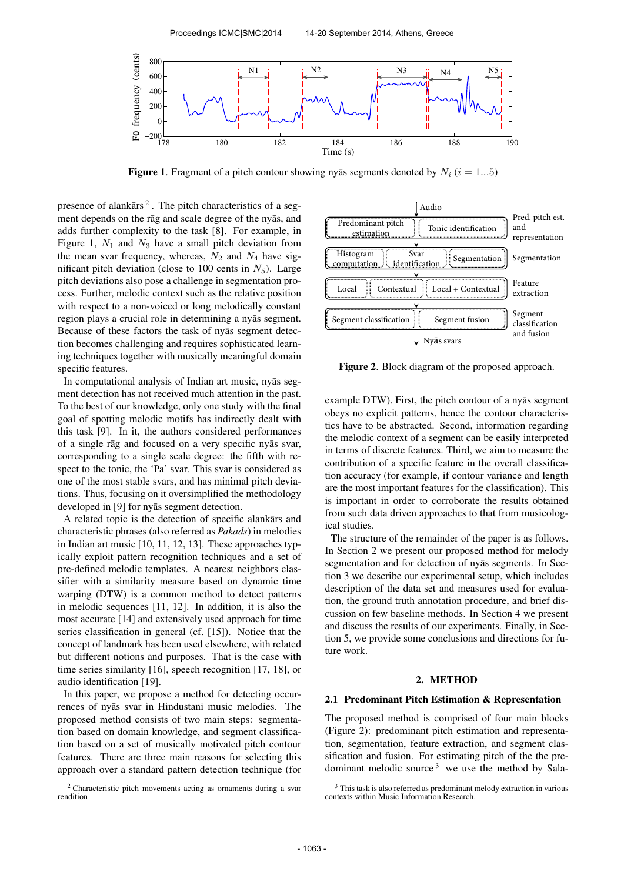Figure 1. Fragment of a pitch contour showing nyās segments denoted by $N_i$ ($i = 1...5$)

Figure 2. Block diagram of the proposed approach.

presence of alankārs [2]. The pitch characteristics of a segment depends on the rāg and scale degree of the nyās, and adds further complexity to the task [8]. For example, in Figure 1, $N_1$ and $N_3$ have a small pitch deviation from the mean svar frequency, whereas, $N_2$ and $N_4$ have significant pitch deviation (close to 100 cents in $N_5$). Large pitch deviations also pose a challenge in segmentation process. Further, melodic context such as the relative position with respect to a non-voiced or long melodically constant region plays a crucial role in determining a nyās segment. Because of these factors the task of nyās segment detection becomes challenging and requires sophisticated learning techniques together with musically meaningful domain specific features.

In computational analysis of Indian art music, nyās segment detection has not received much attention in the past. To the best of our knowledge, only one study with the final goal of spotting melodic motifs has indirectly dealt with this task [9]. In it, the authors considered performances of a single rāg and focused on a very specific nyās svar, corresponding to a single scale degree: the fifth with respect to the tonic, the 'Pa' svar. This svar is considered as one of the most stable svars, and has minimal pitch deviations. Thus, focusing on it oversimplified the methodology developed in [9] for nyās segment detection.

A related topic is the detection of specific alankārs and characteristic phrases (also referred as *Pakads*) in melodies in Indian art music [10, 11, 12, 13]. These approaches typically exploit pattern recognition techniques and a set of pre-defined melodic templates. A nearest neighbors classifier with a similarity measure based on dynamic time warping (DTW) is a common method to detect patterns in melodic sequences [11, 12]. In addition, it is also the most accurate [14] and extensively used approach for time series classification in general (cf. [15]). Notice that the concept of landmark has been used elsewhere, with related but different notions and purposes. That is the case with time series similarity [16], speech recognition [17, 18], or audio identification [19].

In this paper, we propose a method for detecting occurrences of nyās svar in Hindustani music melodies. The proposed method consists of two main steps: segmentation based on domain knowledge, and segment classification based on a set of musically motivated pitch contour features. There are three main reasons for selecting this approach over a standard pattern detection technique (for example DTW). First, the pitch contour of a nyās segment obeys no explicit patterns, hence the contour characteristics have to be abstracted. Second, information regarding the melodic context of a segment can be easily interpreted in terms of discrete features. Third, we aim to measure the contribution of a specific feature in the overall classification accuracy (for example, if contour variance and length are the most important features for the classification). This is important in order to corroborate the results obtained from such data driven approaches to that from musicological studies.

The structure of the remainder of the paper is as follows. In Section 2 we present our proposed method for melody segmentation and for detection of nyās segments. In Section 3 we describe our experimental setup, which includes description of the data set and measures used for evaluation, the ground truth annotation procedure, and brief discussion on few baseline methods. In Section 4 we present and discuss the results of our experiments. Finally, in Section 5, we provide some conclusions and directions for future work.

## 2. METHOD

### 2.1 Predominant Pitch Estimation & Representation

The proposed method is comprised of four main blocks (Figure 2): predominant pitch estimation and representation, segmentation, feature extraction, and segment classification and fusion. For estimating pitch of the the predominant melodic source [3] we use the method by Sala-

[2] Characteristic pitch movements acting as ornaments during a svar rendition

[3] This task is also referred as predominant melody extraction in various contexts within Music Information Research.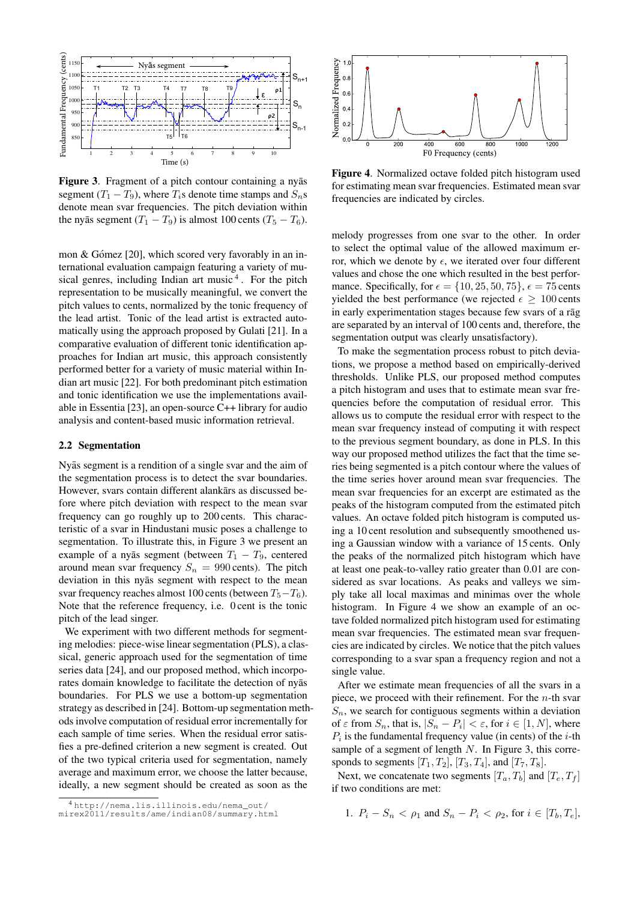**Figure 3**. Fragment of a pitch contour containing a nyās segment ($T_1 - T_9$), where $T_i$s denote time stamps and $S_n$s denote mean svar frequencies. The pitch deviation within the nyās segment ($T_1 - T_9$) is almost 100 cents ($T_5 - T_6$).

mon & Gómez [20], which scored very favorably in an international evaluation campaign featuring a variety of musical genres, including Indian art music [4]. For the pitch representation to be musically meaningful, we convert the pitch values to cents, normalized by the tonic frequency of the lead artist. Tonic of the lead artist is extracted automatically using the approach proposed by Gulati [21]. In a comparative evaluation of different tonic identification approaches for Indian art music, this approach consistently performed better for a variety of music material within Indian art music [22]. For both predominant pitch estimation and tonic identification we use the implementations available in Essentia [23], an open-source C++ library for audio analysis and content-based music information retrieval.

## 2.2 Segmentation

Nyās segment is a rendition of a single svar and the aim of the segmentation process is to detect the svar boundaries. However, svars contain different alankārs as discussed before where pitch deviation with respect to the mean svar frequency can go roughly up to 200 cents. This characteristic of a svar in Hindustani music poses a challenge to segmentation. To illustrate this, in Figure 3 we present an example of a nyās segment (between $T_1 - T_9$, centered around mean svar frequency $S_n = 990$ cents). The pitch deviation in this nyās segment with respect to the mean svar frequency reaches almost 100 cents (between $T_5 - T_6$). Note that the reference frequency, i.e. 0 cent is the tonic pitch of the lead singer.

We experiment with two different methods for segmenting melodies: piece-wise linear segmentation (PLS), a classical, generic approach used for the segmentation of time series data [24], and our proposed method, which incorporates domain knowledge to facilitate the detection of nyās boundaries. For PLS we use a bottom-up segmentation strategy as described in [24]. Bottom-up segmentation methods involve computation of residual error incrementally for each sample of time series. When the residual error satisfies a pre-defined criterion a new segment is created. Out of the two typical criteria used for segmentation, namely average and maximum error, we choose the latter because, ideally, a new segment should be created as soon as the melody progresses from one svar to the other. In order to select the optimal value of the allowed maximum error, which we denote by $\epsilon$, we iterated over four different values and chose the one which resulted in the best performance. Specifically, for $\epsilon = \{10, 25, 50, 75\}$, $\epsilon = 75$ cents yielded the best performance (we rejected $\epsilon \geq 100$ cents in early experimentation stages because few svars of a rāg are separated by an interval of 100 cents and, therefore, the segmentation output was clearly unsatisfactory).

To make the segmentation process robust to pitch deviations, we propose a method based on empirically-derived thresholds. Unlike PLS, our proposed method computes a pitch histogram and uses that to estimate mean svar frequencies before the computation of residual error. This allows us to compute the residual error with respect to the mean svar frequency instead of computing it with respect to the previous segment boundary, as done in PLS. In this way our proposed method utilizes the fact that the time series being segmented is a pitch contour where the values of the time series hover around mean svar frequencies. The mean svar frequencies for an excerpt are estimated as the peaks of the histogram computed from the estimated pitch values. An octave folded pitch histogram is computed using a 10 cent resolution and subsequently smoothened using a Gaussian window with a variance of 15 cents. Only the peaks of the normalized pitch histogram which have at least one peak-to-valley ratio greater than 0.01 are considered as svar locations. As peaks and valleys we simply take all local maximas and minimas over the whole histogram. In Figure 4 we show an example of an octave folded normalized pitch histogram used for estimating mean svar frequencies. The estimated mean svar frequencies are indicated by circles. We notice that the pitch values corresponding to a svar span a frequency region and not a single value.

**Figure 4**. Normalized octave folded pitch histogram used for estimating mean svar frequencies. Estimated mean svar frequencies are indicated by circles.

After we estimate mean frequencies of all the svars in a piece, we proceed with their refinement. For the $n$-th svar $S_n$, we search for contiguous segments within a deviation of $\varepsilon$ from $S_n$, that is, $|S_n - P_i| < \varepsilon$, for $i \in [1, N]$, where $P_i$ is the fundamental frequency value (in cents) of the $i$-th sample of a segment of length $N$. In Figure 3, this corresponds to segments $[T_1, T_2]$, $[T_3, T_4]$, and $[T_7, T_8]$.

Next, we concatenate two segments $[T_a, T_b]$ and $[T_e, T_f]$ if two conditions are met:

1. $P_i - S_n < \rho_1$ and $S_n - P_i < \rho_2$, for $i \in [T_b, T_e]$,

[4] http://nema.lis.illinois.edu/nema_out/mirex2011/results/ame/indian08/summary.html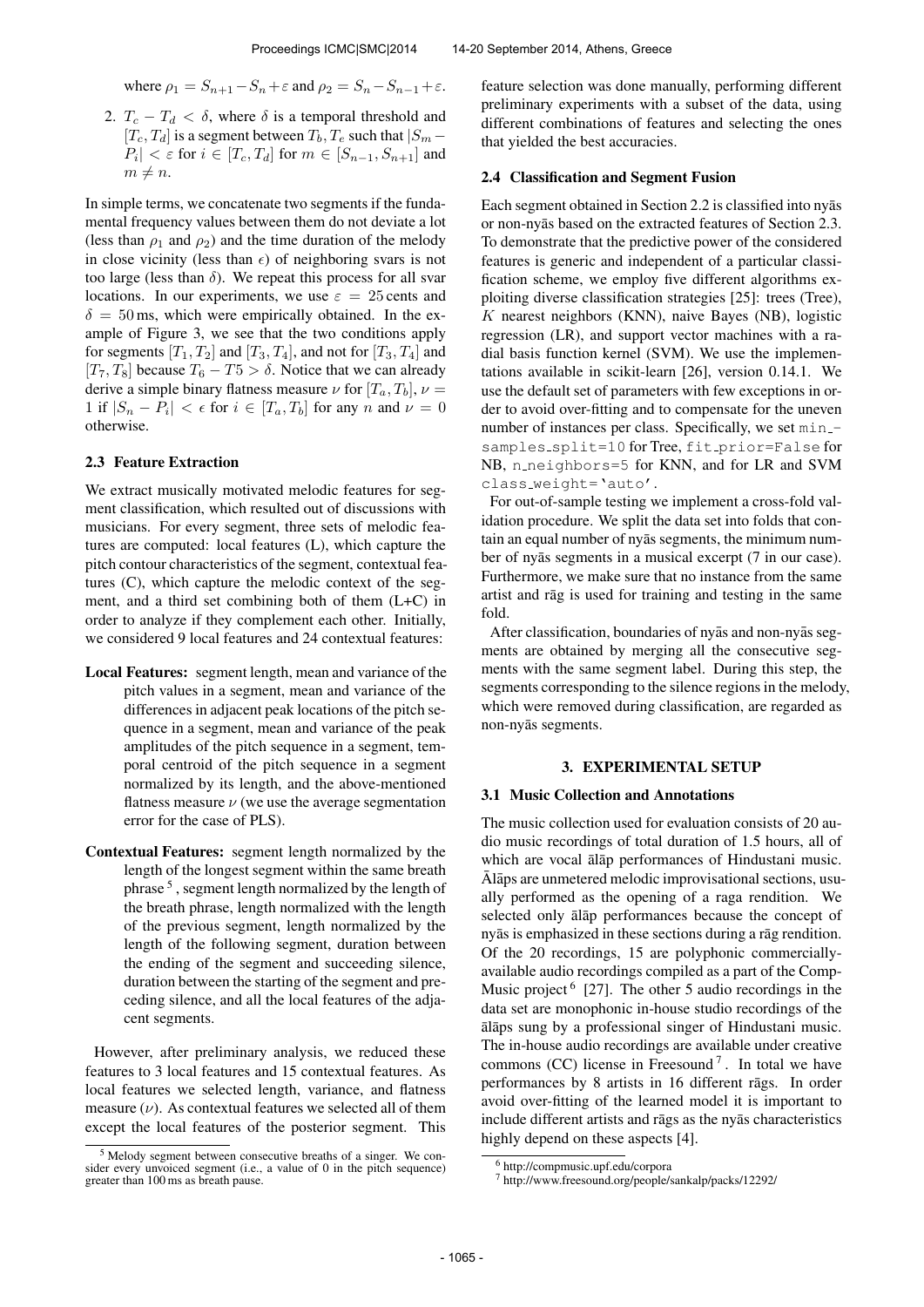where $\rho_1 = S_{n+1} - S_n + \varepsilon$ and $\rho_2 = S_n - S_{n-1} + \varepsilon$.

2. $T_c - T_d < \delta$, where $\delta$ is a temporal threshold and $[T_c, T_d]$ is a segment between $T_b, T_e$ such that $|S_m - P_i| < \varepsilon$ for $i \in [T_c, T_d]$ for $m \in [S_{n-1}, S_{n+1}]$ and $m \neq n$.

In simple terms, we concatenate two segments if the fundamental frequency values between them do not deviate a lot (less than $\rho_1$ and $\rho_2$) and the time duration of the melody in close vicinity (less than $\epsilon$) of neighboring svars is not too large (less than $\delta$). We repeat this process for all svar locations. In our experiments, we use $\varepsilon = 25$ cents and $\delta = 50$ ms, which were empirically obtained. In the example of Figure 3, we see that the two conditions apply for segments $[T_1, T_2]$ and $[T_3, T_4]$, and not for $[T_3, T_4]$ and $[T_7, T_8]$ because $T_6 - T5 > \delta$. Notice that we can already derive a simple binary flatness measure $\nu$ for $[T_a, T_b]$, $\nu = 1$ if $|S_n - P_i| < \epsilon$ for $i \in [T_a, T_b]$ for any $n$ and $\nu = 0$ otherwise.

### 2.3 Feature Extraction

We extract musically motivated melodic features for segment classification, which resulted out of discussions with musicians. For every segment, three sets of melodic features are computed: local features (L), which capture the pitch contour characteristics of the segment, contextual features (C), which capture the melodic context of the segment, and a third set combining both of them (L+C) in order to analyze if they complement each other. Initially, we considered 9 local features and 24 contextual features:

**Local Features:** segment length, mean and variance of the pitch values in a segment, mean and variance of the differences in adjacent peak locations of the pitch sequence in a segment, mean and variance of the peak amplitudes of the pitch sequence in a segment, temporal centroid of the pitch sequence in a segment normalized by its length, and the above-mentioned flatness measure $\nu$ (we use the average segmentation error for the case of PLS).

**Contextual Features:** segment length normalized by the length of the longest segment within the same breath phrase [5], segment length normalized by the length of the breath phrase, length normalized with the length of the previous segment, length normalized by the length of the following segment, duration between the ending of the segment and succeeding silence, duration between the starting of the segment and preceding silence, and all the local features of the adjacent segments.

However, after preliminary analysis, we reduced these features to 3 local features and 15 contextual features. As local features we selected length, variance, and flatness measure ($\nu$). As contextual features we selected all of them except the local features of the posterior segment. This feature selection was done manually, performing different preliminary experiments with a subset of the data, using different combinations of features and selecting the ones that yielded the best accuracies.

### 2.4 Classification and Segment Fusion

Each segment obtained in Section 2.2 is classified into nyās or non-nyās based on the extracted features of Section 2.3. To demonstrate that the predictive power of the considered features is generic and independent of a particular classification scheme, we employ five different algorithms exploiting diverse classification strategies [25]: trees (Tree), $K$ nearest neighbors (KNN), naive Bayes (NB), logistic regression (LR), and support vector machines with a radial basis function kernel (SVM). We use the implementations available in scikit-learn [26], version 0.14.1. We use the default set of parameters with few exceptions in order to avoid over-fitting and to compensate for the uneven number of instances per class. Specifically, we set `min_samples_split=10` for Tree, `fit_prior=False` for NB, `n_neighbors=5` for KNN, and for LR and SVM `class_weight='auto'`.

For out-of-sample testing we implement a cross-fold validation procedure. We split the data set into folds that contain an equal number of nyās segments, the minimum number of nyās segments in a musical excerpt (7 in our case). Furthermore, we make sure that no instance from the same artist and rāg is used for training and testing in the same fold.

After classification, boundaries of nyās and non-nyās segments are obtained by merging all the consecutive segments with the same segment label. During this step, the segments corresponding to the silence regions in the melody, which were removed during classification, are regarded as non-nyās segments.

## 3. EXPERIMENTAL SETUP

### 3.1 Music Collection and Annotations

The music collection used for evaluation consists of 20 audio music recordings of total duration of 1.5 hours, all of which are vocal ālāp performances of Hindustani music. Ālāps are unmetered melodic improvisational sections, usually performed as the opening of a raga rendition. We selected only ālāp performances because the concept of nyās is emphasized in these sections during a rāg rendition. Of the 20 recordings, 15 are polyphonic commercially-available audio recordings compiled as a part of the CompMusic project [6] [27]. The other 5 audio recordings in the data set are monophonic in-house studio recordings of the ālāps sung by a professional singer of Hindustani music. The in-house audio recordings are available under creative commons (CC) license in Freesound [7]. In total we have performances by 8 artists in 16 different rāgs. In order avoid over-fitting of the learned model it is important to include different artists and rāgs as the nyās characteristics highly depend on these aspects [4].

[5] Melody segment between consecutive breaths of a singer. We consider every unvoiced segment (i.e., a value of 0 in the pitch sequence) greater than 100 ms as breath pause.

[6] http://compmusic.upf.edu/corpora

[7] http://www.freesound.org/people/sankalp/packs/12292/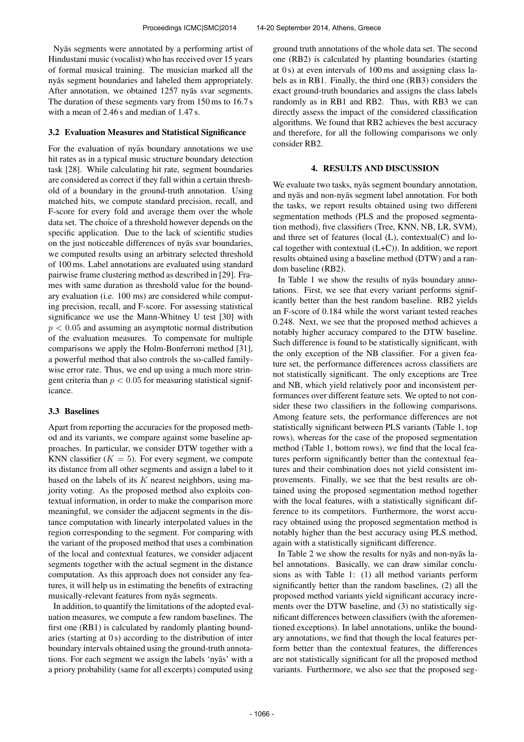Nyās segments were annotated by a performing artist of Hindustani music (vocalist) who has received over 15 years of formal musical training. The musician marked all the nyās segment boundaries and labeled them appropriately. After annotation, we obtained 1257 nyās svar segments. The duration of these segments vary from 150 ms to 16.7 s with a mean of 2.46 s and median of 1.47 s.

### 3.2 Evaluation Measures and Statistical Significance

For the evaluation of nyās boundary annotations we use hit rates as in a typical music structure boundary detection task [28]. While calculating hit rate, segment boundaries are considered as correct if they fall within a certain threshold of a boundary in the ground-truth annotation. Using matched hits, we compute standard precision, recall, and F-score for every fold and average them over the whole data set. The choice of a threshold however depends on the specific application. Due to the lack of scientific studies on the just noticeable differences of nyās svar boundaries, we computed results using an arbitrary selected threshold of 100 ms. Label annotations are evaluated using standard pairwise frame clustering method as described in [29]. Frames with same duration as threshold value for the boundary evaluation (i.e. 100 ms) are considered while computing precision, recall, and F-score. For assessing statistical significance we use the Mann-Whitney U test [30] with $p < 0.05$ and assuming an asymptotic normal distribution of the evaluation measures. To compensate for multiple comparisons we apply the Holm-Bonferroni method [31], a powerful method that also controls the so-called family-wise error rate. Thus, we end up using a much more stringent criteria than $p < 0.05$ for measuring statistical significance.

### 3.3 Baselines

Apart from reporting the accuracies for the proposed method and its variants, we compare against some baseline approaches. In particular, we consider DTW together with a KNN classifier ($K = 5$). For every segment, we compute its distance from all other segments and assign a label to it based on the labels of its $K$ nearest neighbors, using majority voting. As the proposed method also exploits contextual information, in order to make the comparison more meaningful, we consider the adjacent segments in the distance computation with linearly interpolated values in the region corresponding to the segment. For comparing with the variant of the proposed method that uses a combination of the local and contextual features, we consider adjacent segments together with the actual segment in the distance computation. As this approach does not consider any features, it will help us in estimating the benefits of extracting musically-relevant features from nyās segments.

In addition, to quantify the limitations of the adopted evaluation measures, we compute a few random baselines. The first one (RB1) is calculated by randomly planting boundaries (starting at 0 s) according to the distribution of inter boundary intervals obtained using the ground-truth annotations. For each segment we assign the labels 'nyās' with a a priory probability (same for all excerpts) computed using ground truth annotations of the whole data set. The second one (RB2) is calculated by planting boundaries (starting at 0 s) at even intervals of 100 ms and assigning class labels as in RB1. Finally, the third one (RB3) considers the exact ground-truth boundaries and assigns the class labels randomly as in RB1 and RB2. Thus, with RB3 we can directly assess the impact of the considered classification algorithms. We found that RB2 achieves the best accuracy and therefore, for all the following comparisons we only consider RB2.

## 4. RESULTS AND DISCUSSION

We evaluate two tasks, nyās segment boundary annotation, and nyās and non-nyās segment label annotation. For both the tasks, we report results obtained using two different segmentation methods (PLS and the proposed segmentation method), five classifiers (Tree, KNN, NB, LR, SVM), and three set of features (local (L), contextual(C) and local together with contextual (L+C)). In addition, we report results obtained using a baseline method (DTW) and a random baseline (RB2).

In Table 1 we show the results of nyās boundary annotations. First, we see that every variant performs significantly better than the best random baseline. RB2 yields an F-score of 0.184 while the worst variant tested reaches 0.248. Next, we see that the proposed method achieves a notably higher accuracy compared to the DTW baseline. Such difference is found to be statistically significant, with the only exception of the NB classifier. For a given feature set, the performance differences across classifiers are not statistically significant. The only exceptions are Tree and NB, which yield relatively poor and inconsistent performances over different feature sets. We opted to not consider these two classifiers in the following comparisons. Among feature sets, the performance differences are not statistically significant between PLS variants (Table 1, top rows), whereas for the case of the proposed segmentation method (Table 1, bottom rows), we find that the local features perform significantly better than the contextual features and their combination does not yield consistent improvements. Finally, we see that the best results are obtained using the proposed segmentation method together with the local features, with a statistically significant difference to its competitors. Furthermore, the worst accuracy obtained using the proposed segmentation method is notably higher than the best accuracy using PLS method, again with a statistically significant difference.

In Table 2 we show the results for nyās and non-nyās label annotations. Basically, we can draw similar conclusions as with Table 1: (1) all method variants perform significantly better than the random baselines, (2) all the proposed method variants yield significant accuracy increments over the DTW baseline, and (3) no statistically significant differences between classifiers (with the aforementioned exceptions). In label annotations, unlike the boundary annotations, we find that though the local features perform better than the contextual features, the differences are not statistically significant for all the proposed method variants. Furthermore, we also see that the proposed seg-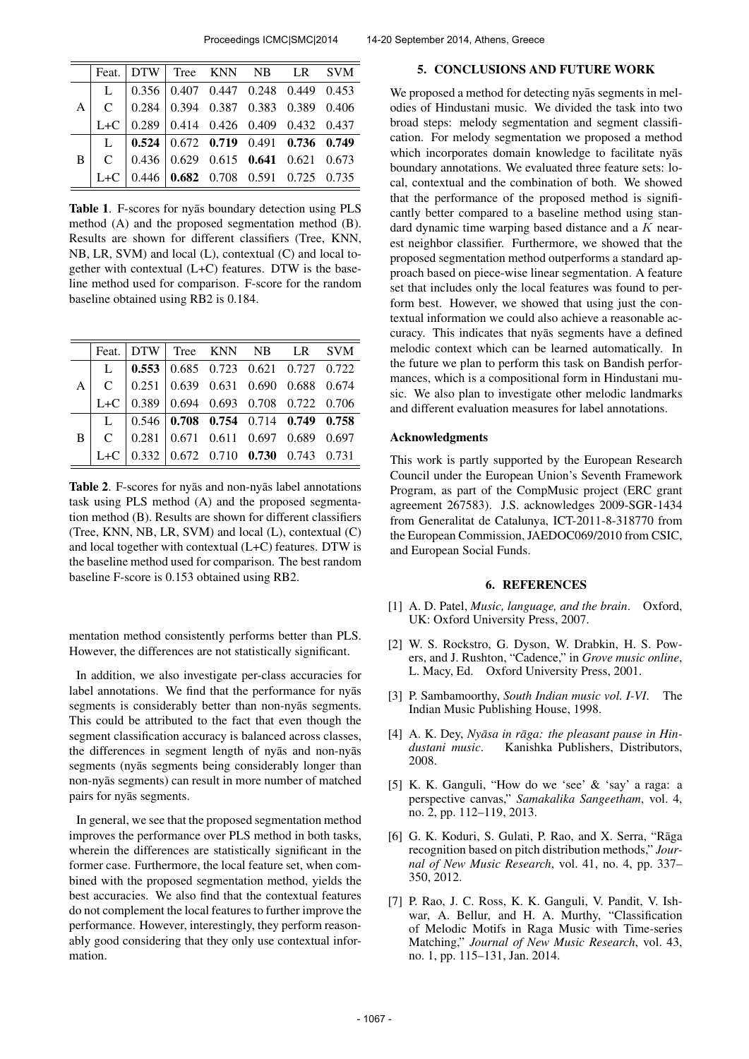| | Feat. | DTW | Tree | KNN | NB | LR | SVM |
|---|---|---|---|---|---|---|---|
| A | L | 0.356 | 0.407 | 0.447 | 0.248 | 0.449 | 0.453 |
| | C | 0.284 | 0.394 | 0.387 | 0.383 | 0.389 | 0.406 |
| | L+C | 0.289 | 0.414 | 0.426 | 0.409 | 0.432 | 0.437 |
| B | L | **0.524** | 0.672 | **0.719** | 0.491 | **0.736** | **0.749** |
| | C | 0.436 | 0.629 | 0.615 | **0.641** | 0.621 | 0.673 |
| | L+C | 0.446 | **0.682** | 0.708 | 0.591 | 0.725 | 0.735 |

**Table 1**. F-scores for nyās boundary detection using PLS method (A) and the proposed segmentation method (B). Results are shown for different classifiers (Tree, KNN, NB, LR, SVM) and local (L), contextual (C) and local together with contextual (L+C) features. DTW is the baseline method used for comparison. F-score for the random baseline obtained using RB2 is 0.184.

| | Feat. | DTW | Tree | KNN | NB | LR | SVM |
|---|---|---|---|---|---|---|---|
| A | L | **0.553** | 0.685 | 0.723 | 0.621 | 0.727 | 0.722 |
| | C | 0.251 | 0.639 | 0.631 | 0.690 | 0.688 | 0.674 |
| | L+C | 0.389 | 0.694 | 0.693 | 0.708 | 0.722 | 0.706 |
| B | L | 0.546 | **0.708** | **0.754** | 0.714 | **0.749** | **0.758** |
| | C | 0.281 | 0.671 | 0.611 | 0.697 | 0.689 | 0.697 |
| | L+C | 0.332 | 0.672 | 0.710 | **0.730** | 0.743 | 0.731 |

**Table 2**. F-scores for nyās and non-nyās label annotations task using PLS method (A) and the proposed segmentation method (B). Results are shown for different classifiers (Tree, KNN, NB, LR, SVM) and local (L), contextual (C) and local together with contextual (L+C) features. DTW is the baseline method used for comparison. The best random baseline F-score is 0.153 obtained using RB2.

mentation method consistently performs better than PLS. However, the differences are not statistically significant.

In addition, we also investigate per-class accuracies for label annotations. We find that the performance for nyās segments is considerably better than non-nyās segments. This could be attributed to the fact that even though the segment classification accuracy is balanced across classes, the differences in segment length of nyās and non-nyās segments (nyās segments being considerably longer than non-nyās segments) can result in more number of matched pairs for nyās segments.

In general, we see that the proposed segmentation method improves the performance over PLS method in both tasks, wherein the differences are statistically significant in the former case. Furthermore, the local feature set, when combined with the proposed segmentation method, yields the best accuracies. We also find that the contextual features do not complement the local features to further improve the performance. However, interestingly, they perform reasonably good considering that they only use contextual information.

## 5. CONCLUSIONS AND FUTURE WORK

We proposed a method for detecting nyās segments in melodies of Hindustani music. We divided the task into two broad steps: melody segmentation and segment classification. For melody segmentation we proposed a method which incorporates domain knowledge to facilitate nyās boundary annotations. We evaluated three feature sets: local, contextual and the combination of both. We showed that the performance of the proposed method is significantly better compared to a baseline method using standard dynamic time warping based distance and a $K$ nearest neighbor classifier. Furthermore, we showed that the proposed segmentation method outperforms a standard approach based on piece-wise linear segmentation. A feature set that includes only the local features was found to perform best. However, we showed that using just the contextual information we could also achieve a reasonable accuracy. This indicates that nyās segments have a defined melodic context which can be learned automatically. In the future we plan to perform this task on Bandish performances, which is a compositional form in Hindustani music. We also plan to investigate other melodic landmarks and different evaluation measures for label annotations.

### Acknowledgments

This work is partly supported by the European Research Council under the European Union's Seventh Framework Program, as part of the CompMusic project (ERC grant agreement 267583). J.S. acknowledges 2009-SGR-1434 from Generalitat de Catalunya, ICT-2011-8-318770 from the European Commission, JAEDOC069/2010 from CSIC, and European Social Funds.

## 6. REFERENCES

[1] A. D. Patel, *Music, language, and the brain*. Oxford, UK: Oxford University Press, 2007.

[2] W. S. Rockstro, G. Dyson, W. Drabkin, H. S. Powers, and J. Rushton, "Cadence," in *Grove music online*, L. Macy, Ed. Oxford University Press, 2001.

[3] P. Sambamoorthy, *South Indian music vol. I-VI*. The Indian Music Publishing House, 1998.

[4] A. K. Dey, *Nyāsa in rāga: the pleasant pause in Hindustani music*. Kanishka Publishers, Distributors, 2008.

[5] K. K. Ganguli, "How do we 'see' & 'say' a raga: a perspective canvas," *Samakalika Sangeetham*, vol. 4, no. 2, pp. 112–119, 2013.

[6] G. K. Koduri, S. Gulati, P. Rao, and X. Serra, "Rāga recognition based on pitch distribution methods," *Journal of New Music Research*, vol. 41, no. 4, pp. 337–350, 2012.

[7] P. Rao, J. C. Ross, K. K. Ganguli, V. Pandit, V. Ishwar, A. Bellur, and H. A. Murthy, "Classification of Melodic Motifs in Raga Music with Time-series Matching," *Journal of New Music Research*, vol. 43, no. 1, pp. 115–131, Jan. 2014.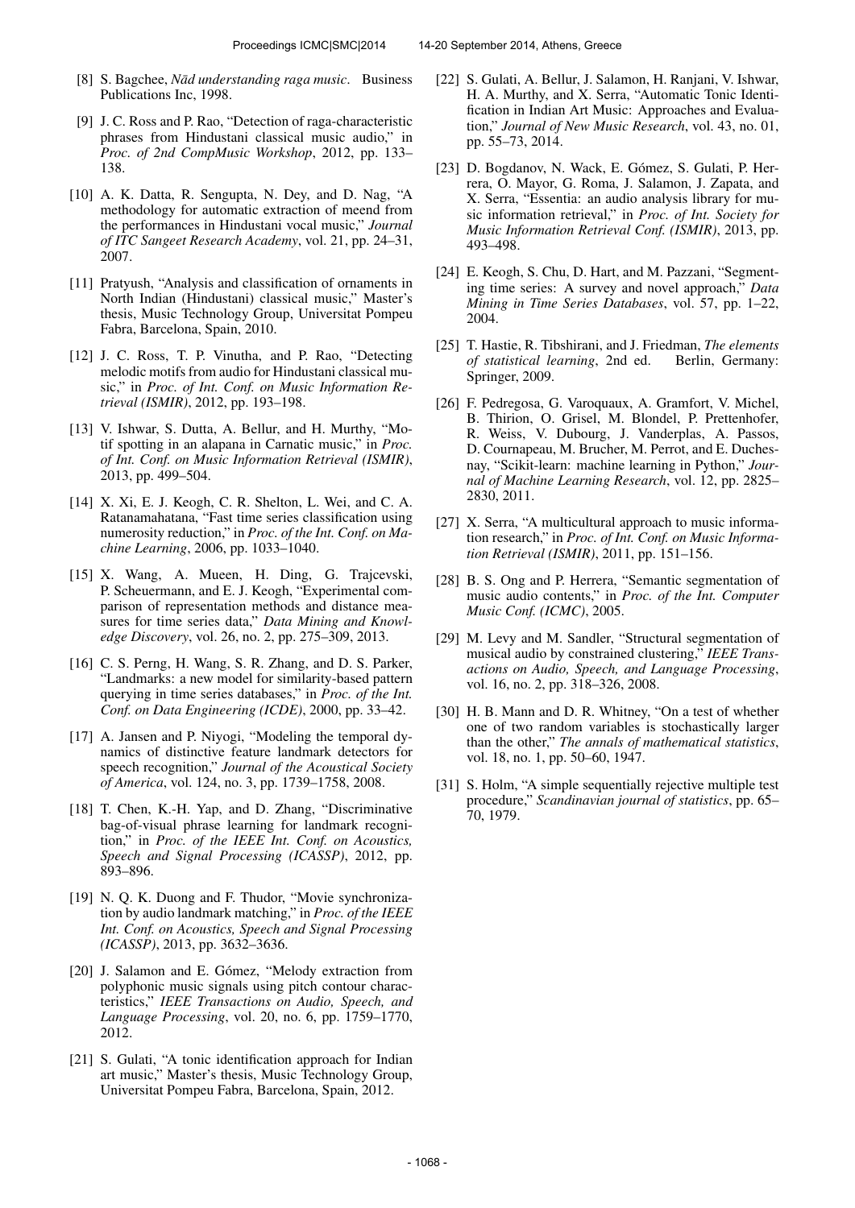[8] S. Bagchee, *Nād understanding raga music*. Business Publications Inc, 1998.

[9] J. C. Ross and P. Rao, "Detection of raga-characteristic phrases from Hindustani classical music audio," in *Proc. of 2nd CompMusic Workshop*, 2012, pp. 133–138.

[10] A. K. Datta, R. Sengupta, N. Dey, and D. Nag, "A methodology for automatic extraction of meend from the performances in Hindustani vocal music," *Journal of ITC Sangeet Research Academy*, vol. 21, pp. 24–31, 2007.

[11] Pratyush, "Analysis and classification of ornaments in North Indian (Hindustani) classical music," Master's thesis, Music Technology Group, Universitat Pompeu Fabra, Barcelona, Spain, 2010.

[12] J. C. Ross, T. P. Vinutha, and P. Rao, "Detecting melodic motifs from audio for Hindustani classical music," in *Proc. of Int. Conf. on Music Information Retrieval (ISMIR)*, 2012, pp. 193–198.

[13] V. Ishwar, S. Dutta, A. Bellur, and H. Murthy, "Motif spotting in an alapana in Carnatic music," in *Proc. of Int. Conf. on Music Information Retrieval (ISMIR)*, 2013, pp. 499–504.

[14] X. Xi, E. J. Keogh, C. R. Shelton, L. Wei, and C. A. Ratanamahatana, "Fast time series classification using numerosity reduction," in *Proc. of the Int. Conf. on Machine Learning*, 2006, pp. 1033–1040.

[15] X. Wang, A. Mueen, H. Ding, G. Trajcevski, P. Scheuermann, and E. J. Keogh, "Experimental comparison of representation methods and distance measures for time series data," *Data Mining and Knowledge Discovery*, vol. 26, no. 2, pp. 275–309, 2013.

[16] C. S. Perng, H. Wang, S. R. Zhang, and D. S. Parker, "Landmarks: a new model for similarity-based pattern querying in time series databases," in *Proc. of the Int. Conf. on Data Engineering (ICDE)*, 2000, pp. 33–42.

[17] A. Jansen and P. Niyogi, "Modeling the temporal dynamics of distinctive feature landmark detectors for speech recognition," *Journal of the Acoustical Society of America*, vol. 124, no. 3, pp. 1739–1758, 2008.

[18] T. Chen, K.-H. Yap, and D. Zhang, "Discriminative bag-of-visual phrase learning for landmark recognition," in *Proc. of the IEEE Int. Conf. on Acoustics, Speech and Signal Processing (ICASSP)*, 2012, pp. 893–896.

[19] N. Q. K. Duong and F. Thudor, "Movie synchronization by audio landmark matching," in *Proc. of the IEEE Int. Conf. on Acoustics, Speech and Signal Processing (ICASSP)*, 2013, pp. 3632–3636.

[20] J. Salamon and E. Gómez, "Melody extraction from polyphonic music signals using pitch contour characteristics," *IEEE Transactions on Audio, Speech, and Language Processing*, vol. 20, no. 6, pp. 1759–1770, 2012.

[21] S. Gulati, "A tonic identification approach for Indian art music," Master's thesis, Music Technology Group, Universitat Pompeu Fabra, Barcelona, Spain, 2012.

[22] S. Gulati, A. Bellur, J. Salamon, H. Ranjani, V. Ishwar, H. A. Murthy, and X. Serra, "Automatic Tonic Identification in Indian Art Music: Approaches and Evaluation," *Journal of New Music Research*, vol. 43, no. 01, pp. 55–73, 2014.

[23] D. Bogdanov, N. Wack, E. Gómez, S. Gulati, P. Herrera, O. Mayor, G. Roma, J. Salamon, J. Zapata, and X. Serra, "Essentia: an audio analysis library for music information retrieval," in *Proc. of Int. Society for Music Information Retrieval Conf. (ISMIR)*, 2013, pp. 493–498.

[24] E. Keogh, S. Chu, D. Hart, and M. Pazzani, "Segmenting time series: A survey and novel approach," *Data Mining in Time Series Databases*, vol. 57, pp. 1–22, 2004.

[25] T. Hastie, R. Tibshirani, and J. Friedman, *The elements of statistical learning*, 2nd ed. Berlin, Germany: Springer, 2009.

[26] F. Pedregosa, G. Varoquaux, A. Gramfort, V. Michel, B. Thirion, O. Grisel, M. Blondel, P. Prettenhofer, R. Weiss, V. Dubourg, J. Vanderplas, A. Passos, D. Cournapeau, M. Brucher, M. Perrot, and E. Duchesnay, "Scikit-learn: machine learning in Python," *Journal of Machine Learning Research*, vol. 12, pp. 2825–2830, 2011.

[27] X. Serra, "A multicultural approach to music information research," in *Proc. of Int. Conf. on Music Information Retrieval (ISMIR)*, 2011, pp. 151–156.

[28] B. S. Ong and P. Herrera, "Semantic segmentation of music audio contents," in *Proc. of the Int. Computer Music Conf. (ICMC)*, 2005.

[29] M. Levy and M. Sandler, "Structural segmentation of musical audio by constrained clustering," *IEEE Transactions on Audio, Speech, and Language Processing*, vol. 16, no. 2, pp. 318–326, 2008.

[30] H. B. Mann and D. R. Whitney, "On a test of whether one of two random variables is stochastically larger than the other," *The annals of mathematical statistics*, vol. 18, no. 1, pp. 50–60, 1947.

[31] S. Holm, "A simple sequentially rejective multiple test procedure," *Scandinavian journal of statistics*, pp. 65–70, 1979.